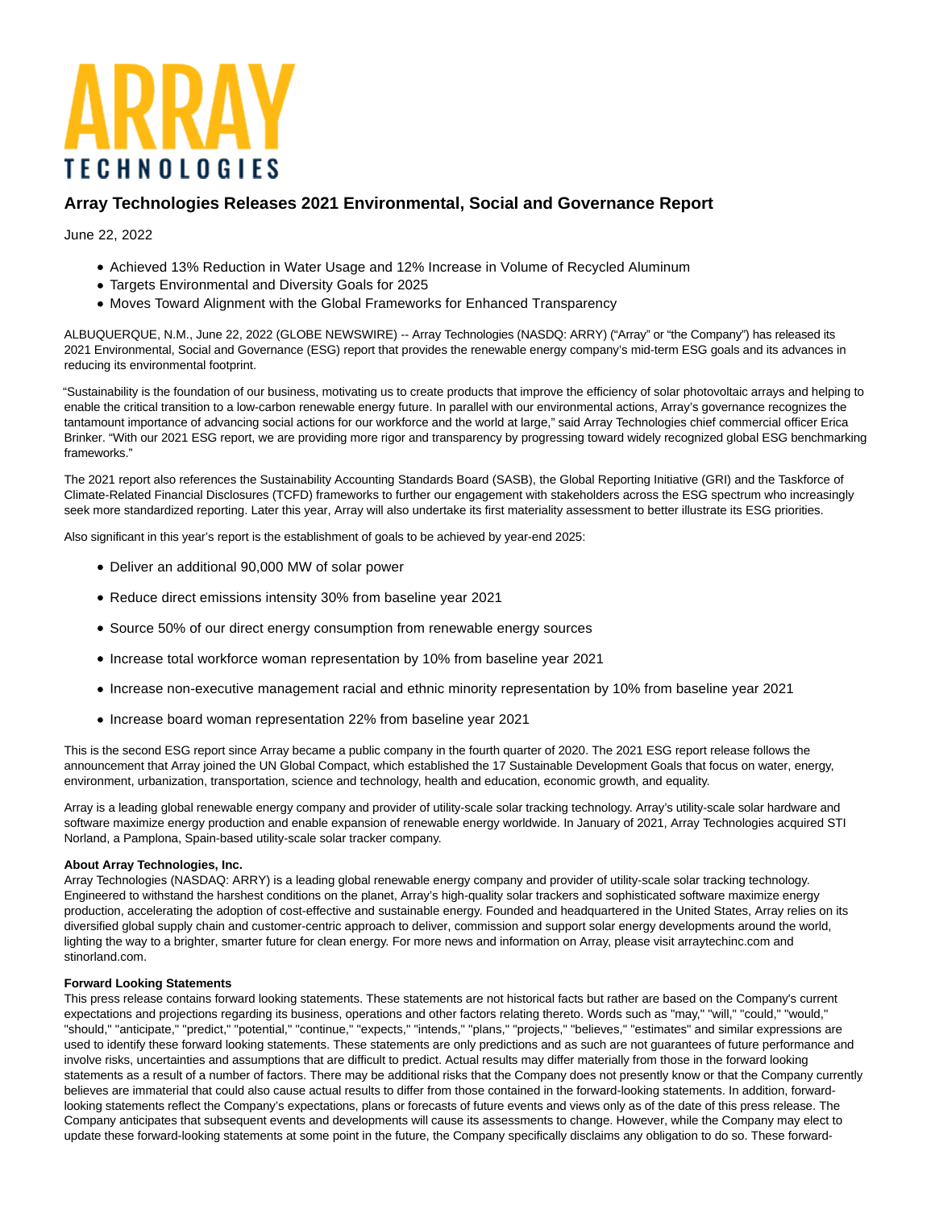# Array Technologies Releases 2021 Environmental, Social and Governance Report

June 22, 2022

- Achieved 13% Reduction in Water Usage and 12% Increase in Volume of Recycled Aluminum
- Targets Environmental and Diversity Goals for 2025
- Moves Toward Alignment with the Global Frameworks for Enhanced Transparency

ALBUQUERQUE, N.M., June 22, 2022 (GLOBE NEWSWIRE) -- Array Technologies (NASDQ: ARRY) ("Array" or "the Company") has released its 2021 Environmental, Social and Governance (ESG) report that provides the renewable energy company's mid-term ESG goals and its advances in reducing its environmental footprint.

"Sustainability is the foundation of our business, motivating us to create products that improve the efficiency of solar photovoltaic arrays and helping to enable the critical transition to a low-carbon renewable energy future. In parallel with our environmental actions, Array's governance recognizes the tantamount importance of advancing social actions for our workforce and the world at large," said Array Technologies chief commercial officer Erica Brinker. "With our 2021 ESG report, we are providing more rigor and transparency by progressing toward widely recognized global ESG benchmarking frameworks."

The 2021 report also references the Sustainability Accounting Standards Board (SASB), the Global Reporting Initiative (GRI) and the Taskforce of Climate-Related Financial Disclosures (TCFD) frameworks to further our engagement with stakeholders across the ESG spectrum who increasingly seek more standardized reporting. Later this year, Array will also undertake its first materiality assessment to better illustrate its ESG priorities.

Also significant in this year's report is the establishment of goals to be achieved by year-end 2025:

- Deliver an additional 90,000 MW of solar power
- Reduce direct emissions intensity 30% from baseline year 2021
- Source 50% of our direct energy consumption from renewable energy sources
- Increase total workforce woman representation by 10% from baseline year 2021
- Increase non-executive management racial and ethnic minority representation by 10% from baseline year 2021
- Increase board woman representation 22% from baseline year 2021

This is the second ESG report since Array became a public company in the fourth quarter of 2020. The 2021 ESG report release follows the announcement that Array joined the UN Global Compact, which established the 17 Sustainable Development Goals that focus on water, energy, environment, urbanization, transportation, science and technology, health and education, economic growth, and equality.

Array is a leading global renewable energy company and provider of utility-scale solar tracking technology. Array's utility-scale solar hardware and software maximize energy production and enable expansion of renewable energy worldwide. In January of 2021, Array Technologies acquired STI Norland, a Pamplona, Spain-based utility-scale solar tracker company.

**About Array Technologies, Inc.**

Array Technologies (NASDAQ: ARRY) is a leading global renewable energy company and provider of utility-scale solar tracking technology. Engineered to withstand the harshest conditions on the planet, Array's high-quality solar trackers and sophisticated software maximize energy production, accelerating the adoption of cost-effective and sustainable energy. Founded and headquartered in the United States, Array relies on its diversified global supply chain and customer-centric approach to deliver, commission and support solar energy developments around the world, lighting the way to a brighter, smarter future for clean energy. For more news and information on Array, please visit arraytechinc.com and stinorland.com.

**Forward Looking Statements**

This press release contains forward looking statements. These statements are not historical facts but rather are based on the Company's current expectations and projections regarding its business, operations and other factors relating thereto. Words such as "may," "will," "could," "would," "should," "anticipate," "predict," "potential," "continue," "expects," "intends," "plans," "projects," "believes," "estimates" and similar expressions are used to identify these forward looking statements. These statements are only predictions and as such are not guarantees of future performance and involve risks, uncertainties and assumptions that are difficult to predict. Actual results may differ materially from those in the forward looking statements as a result of a number of factors. There may be additional risks that the Company does not presently know or that the Company currently believes are immaterial that could also cause actual results to differ from those contained in the forward-looking statements. In addition, forward-looking statements reflect the Company's expectations, plans or forecasts of future events and views only as of the date of this press release. The Company anticipates that subsequent events and developments will cause its assessments to change. However, while the Company may elect to update these forward-looking statements at some point in the future, the Company specifically disclaims any obligation to do so. These forward-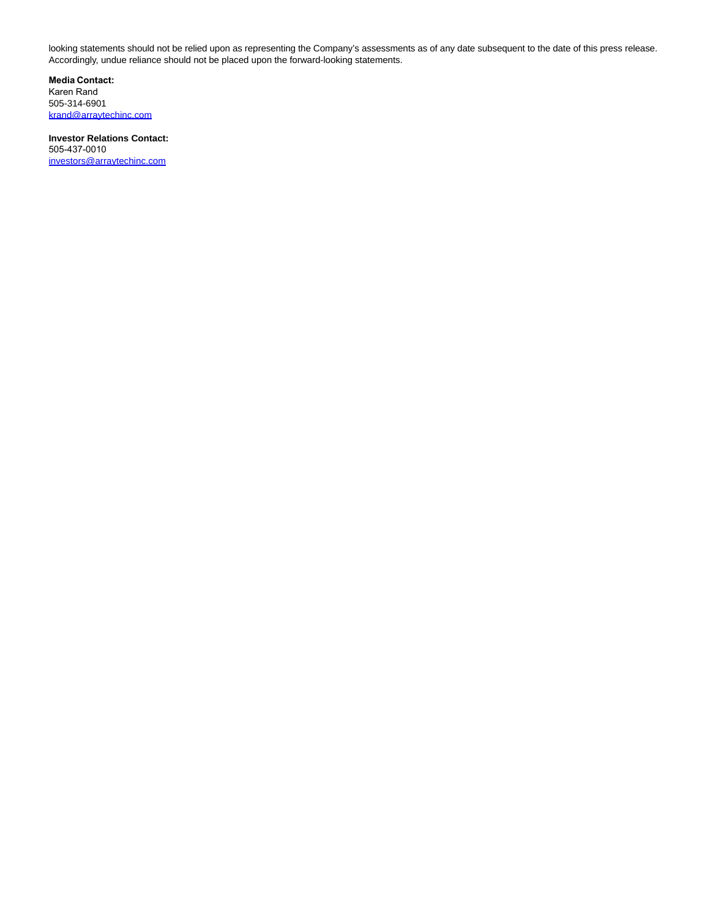looking statements should not be relied upon as representing the Company's assessments as of any date subsequent to the date of this press release. Accordingly, undue reliance should not be placed upon the forward-looking statements.

**Media Contact:**
Karen Rand
505-314-6901
krand@arraytechinc.com

**Investor Relations Contact:**
505-437-0010
investors@arraytechinc.com